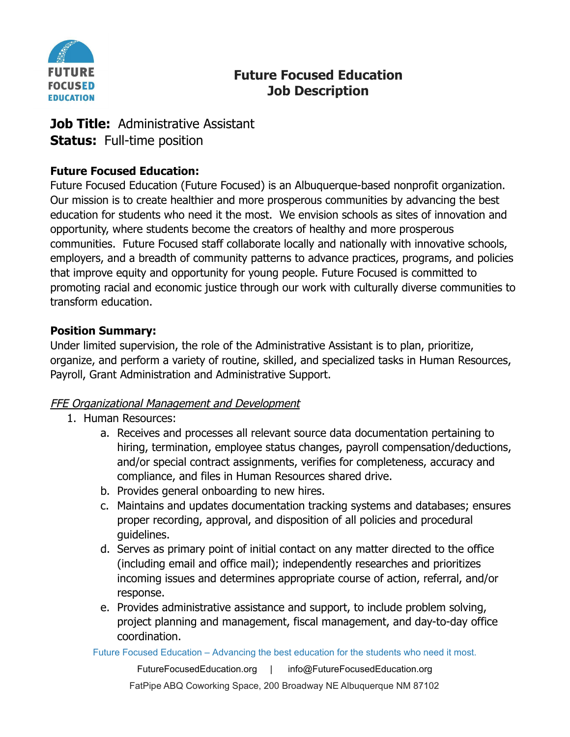# Future Focused Education
## Job Description

**Job Title:** Administrative Assistant
**Status:** Full-time position

**Future Focused Education:**
Future Focused Education (Future Focused) is an Albuquerque-based nonprofit organization. Our mission is to create healthier and more prosperous communities by advancing the best education for students who need it the most. We envision schools as sites of innovation and opportunity, where students become the creators of healthy and more prosperous communities. Future Focused staff collaborate locally and nationally with innovative schools, employers, and a breadth of community patterns to advance practices, programs, and policies that improve equity and opportunity for young people. Future Focused is committed to promoting racial and economic justice through our work with culturally diverse communities to transform education.

**Position Summary:**
Under limited supervision, the role of the Administrative Assistant is to plan, prioritize, organize, and perform a variety of routine, skilled, and specialized tasks in Human Resources, Payroll, Grant Administration and Administrative Support.

*FFE Organizational Management and Development*

1. Human Resources:
    a. Receives and processes all relevant source data documentation pertaining to hiring, termination, employee status changes, payroll compensation/deductions, and/or special contract assignments, verifies for completeness, accuracy and compliance, and files in Human Resources shared drive.
    b. Provides general onboarding to new hires.
    c. Maintains and updates documentation tracking systems and databases; ensures proper recording, approval, and disposition of all policies and procedural guidelines.
    d. Serves as primary point of initial contact on any matter directed to the office (including email and office mail); independently researches and prioritizes incoming issues and determines appropriate course of action, referral, and/or response.
    e. Provides administrative assistance and support, to include problem solving, project planning and management, fiscal management, and day-to-day office coordination.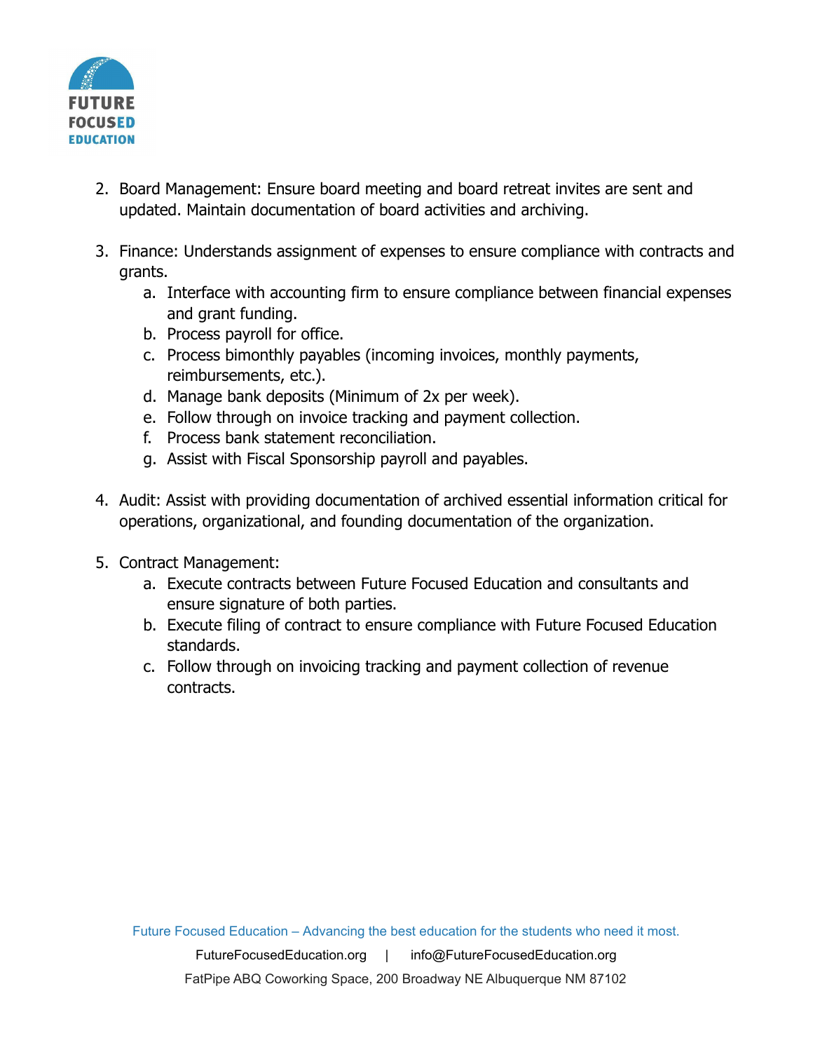2. Board Management: Ensure board meeting and board retreat invites are sent and updated. Maintain documentation of board activities and archiving.

3. Finance: Understands assignment of expenses to ensure compliance with contracts and grants.
    a. Interface with accounting firm to ensure compliance between financial expenses and grant funding.
    b. Process payroll for office.
    c. Process bimonthly payables (incoming invoices, monthly payments, reimbursements, etc.).
    d. Manage bank deposits (Minimum of 2x per week).
    e. Follow through on invoice tracking and payment collection.
    f. Process bank statement reconciliation.
    g. Assist with Fiscal Sponsorship payroll and payables.

4. Audit: Assist with providing documentation of archived essential information critical for operations, organizational, and founding documentation of the organization.

5. Contract Management:
    a. Execute contracts between Future Focused Education and consultants and ensure signature of both parties.
    b. Execute filing of contract to ensure compliance with Future Focused Education standards.
    c. Follow through on invoicing tracking and payment collection of revenue contracts.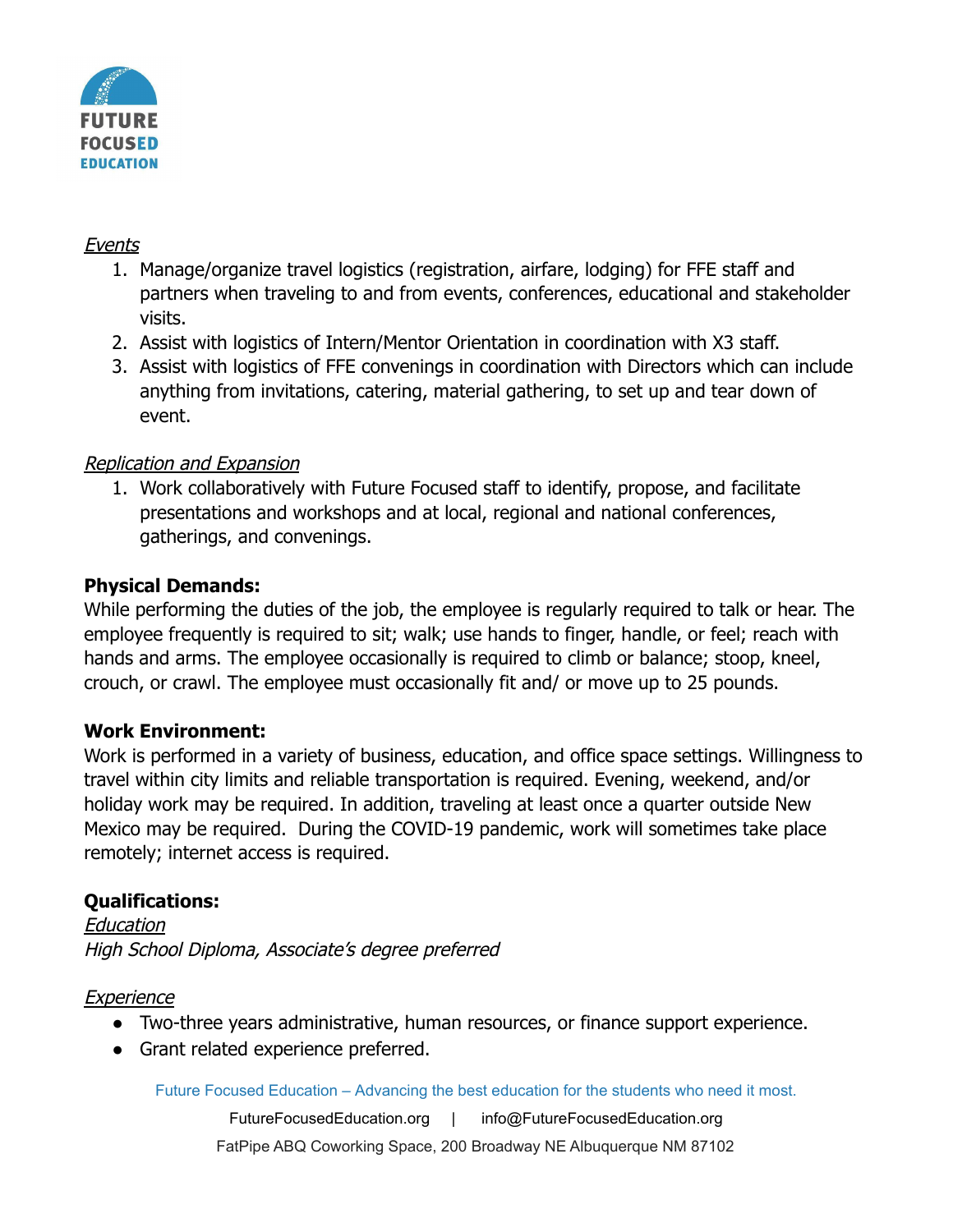*Events*

1. Manage/organize travel logistics (registration, airfare, lodging) for FFE staff and partners when traveling to and from events, conferences, educational and stakeholder visits.
2. Assist with logistics of Intern/Mentor Orientation in coordination with X3 staff.
3. Assist with logistics of FFE convenings in coordination with Directors which can include anything from invitations, catering, material gathering, to set up and tear down of event.

*Replication and Expansion*

1. Work collaboratively with Future Focused staff to identify, propose, and facilitate presentations and workshops and at local, regional and national conferences, gatherings, and convenings.

**Physical Demands:**

While performing the duties of the job, the employee is regularly required to talk or hear. The employee frequently is required to sit; walk; use hands to finger, handle, or feel; reach with hands and arms. The employee occasionally is required to climb or balance; stoop, kneel, crouch, or crawl. The employee must occasionally fit and/ or move up to 25 pounds.

**Work Environment:**

Work is performed in a variety of business, education, and office space settings. Willingness to travel within city limits and reliable transportation is required. Evening, weekend, and/or holiday work may be required. In addition, traveling at least once a quarter outside New Mexico may be required. During the COVID-19 pandemic, work will sometimes take place remotely; internet access is required.

**Qualifications:**

*Education*

*High School Diploma, Associate's degree preferred*

*Experience*

- Two-three years administrative, human resources, or finance support experience.
- Grant related experience preferred.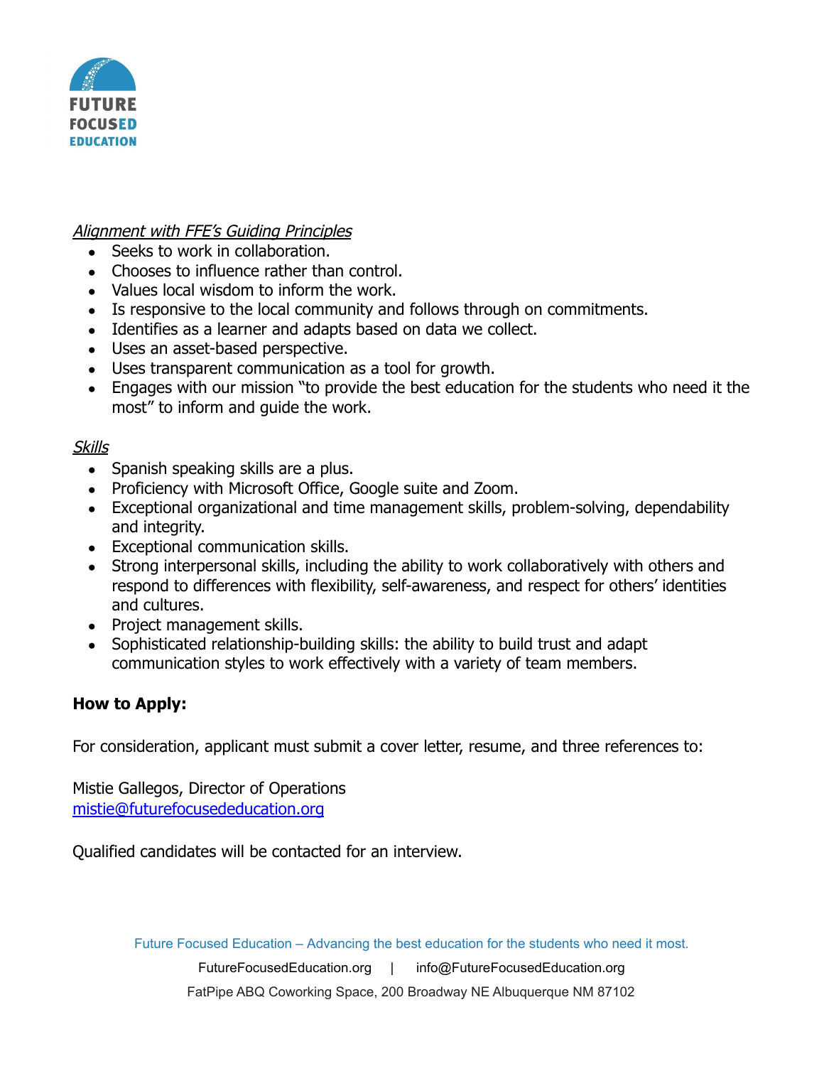*Alignment with FFE's Guiding Principles*

- Seeks to work in collaboration.
- Chooses to influence rather than control.
- Values local wisdom to inform the work.
- Is responsive to the local community and follows through on commitments.
- Identifies as a learner and adapts based on data we collect.
- Uses an asset-based perspective.
- Uses transparent communication as a tool for growth.
- Engages with our mission "to provide the best education for the students who need it the most" to inform and guide the work.

*Skills*

- Spanish speaking skills are a plus.
- Proficiency with Microsoft Office, Google suite and Zoom.
- Exceptional organizational and time management skills, problem-solving, dependability and integrity.
- Exceptional communication skills.
- Strong interpersonal skills, including the ability to work collaboratively with others and respond to differences with flexibility, self-awareness, and respect for others' identities and cultures.
- Project management skills.
- Sophisticated relationship-building skills: the ability to build trust and adapt communication styles to work effectively with a variety of team members.

**How to Apply:**

For consideration, applicant must submit a cover letter, resume, and three references to:

Mistie Gallegos, Director of Operations
mistie@futurefocusededucation.org

Qualified candidates will be contacted for an interview.